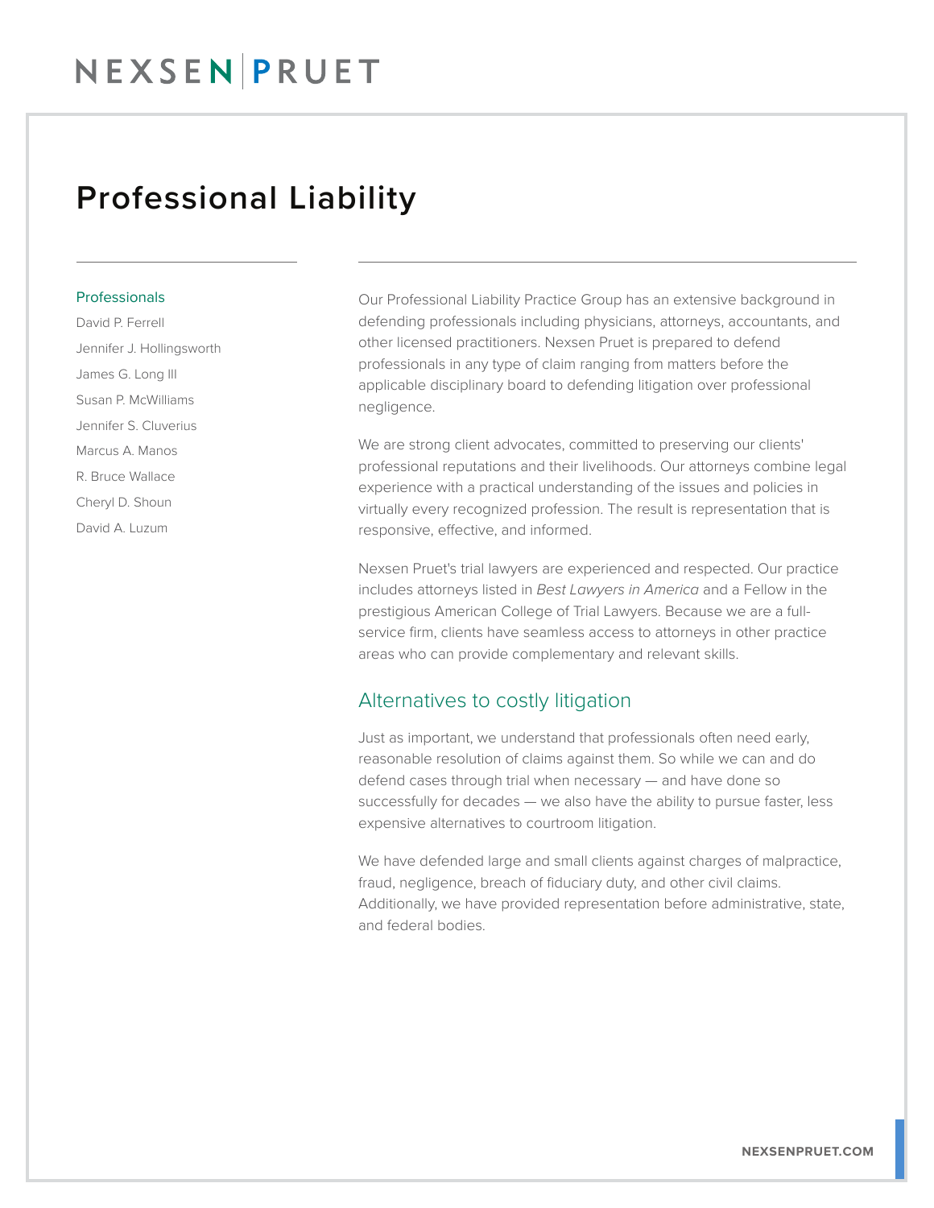# Professional Liability

## Professionals

David P. Ferrell
Jennifer J. Hollingsworth
James G. Long III
Susan P. McWilliams
Jennifer S. Cluverius
Marcus A. Manos
R. Bruce Wallace
Cheryl D. Shoun
David A. Luzum

Our Professional Liability Practice Group has an extensive background in defending professionals including physicians, attorneys, accountants, and other licensed practitioners. Nexsen Pruet is prepared to defend professionals in any type of claim ranging from matters before the applicable disciplinary board to defending litigation over professional negligence.

We are strong client advocates, committed to preserving our clients' professional reputations and their livelihoods. Our attorneys combine legal experience with a practical understanding of the issues and policies in virtually every recognized profession. The result is representation that is responsive, effective, and informed.

Nexsen Pruet's trial lawyers are experienced and respected. Our practice includes attorneys listed in *Best Lawyers in America* and a Fellow in the prestigious American College of Trial Lawyers. Because we are a full-service firm, clients have seamless access to attorneys in other practice areas who can provide complementary and relevant skills.

## Alternatives to costly litigation

Just as important, we understand that professionals often need early, reasonable resolution of claims against them. So while we can and do defend cases through trial when necessary — and have done so successfully for decades — we also have the ability to pursue faster, less expensive alternatives to courtroom litigation.

We have defended large and small clients against charges of malpractice, fraud, negligence, breach of fiduciary duty, and other civil claims. Additionally, we have provided representation before administrative, state, and federal bodies.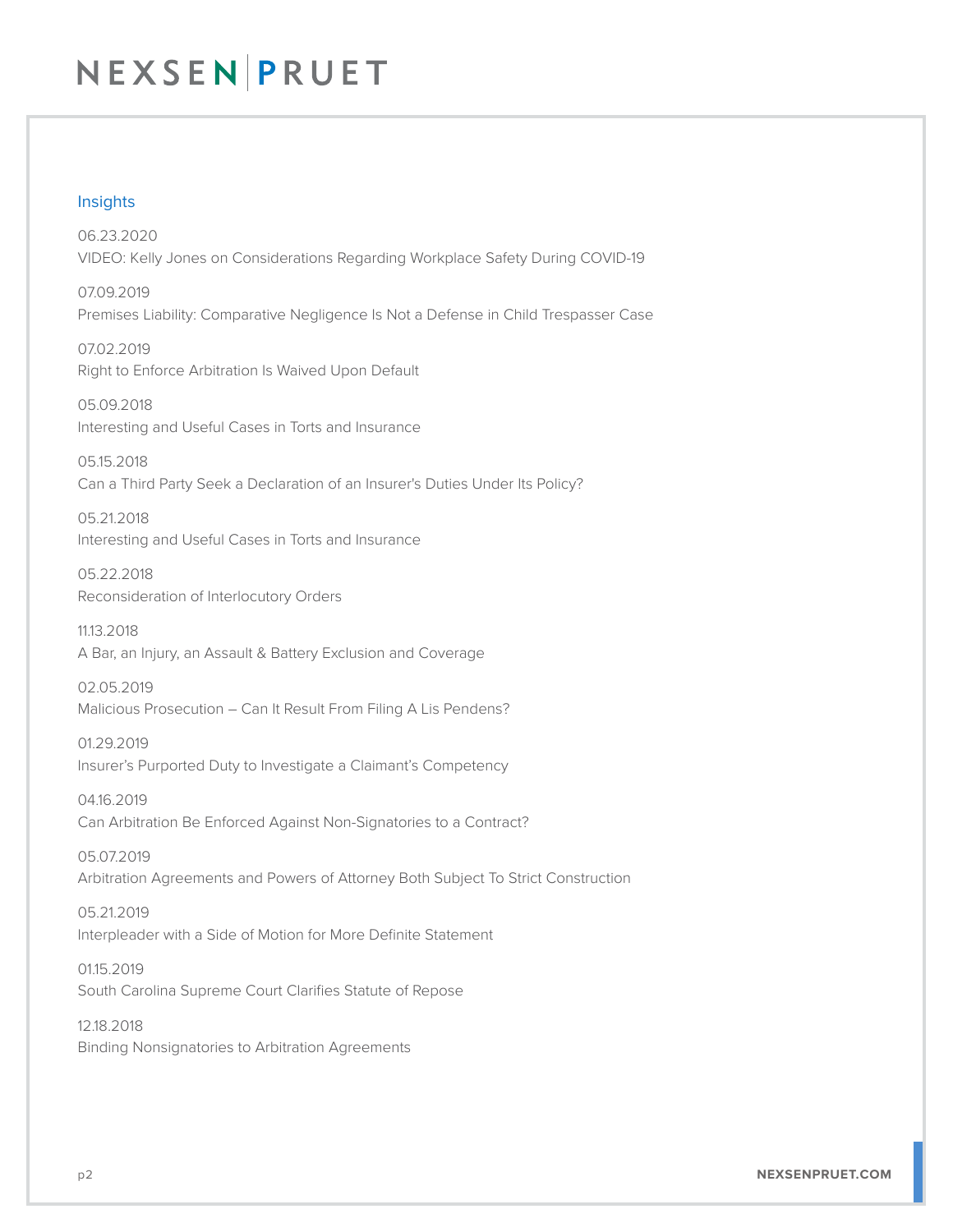## Insights

06.23.2020
VIDEO: Kelly Jones on Considerations Regarding Workplace Safety During COVID-19

07.09.2019
Premises Liability: Comparative Negligence Is Not a Defense in Child Trespasser Case

07.02.2019
Right to Enforce Arbitration Is Waived Upon Default

05.09.2018
Interesting and Useful Cases in Torts and Insurance

05.15.2018
Can a Third Party Seek a Declaration of an Insurer's Duties Under Its Policy?

05.21.2018
Interesting and Useful Cases in Torts and Insurance

05.22.2018
Reconsideration of Interlocutory Orders

11.13.2018
A Bar, an Injury, an Assault & Battery Exclusion and Coverage

02.05.2019
Malicious Prosecution – Can It Result From Filing A Lis Pendens?

01.29.2019
Insurer's Purported Duty to Investigate a Claimant's Competency

04.16.2019
Can Arbitration Be Enforced Against Non-Signatories to a Contract?

05.07.2019
Arbitration Agreements and Powers of Attorney Both Subject To Strict Construction

05.21.2019
Interpleader with a Side of Motion for More Definite Statement

01.15.2019
South Carolina Supreme Court Clarifies Statute of Repose

12.18.2018
Binding Nonsignatories to Arbitration Agreements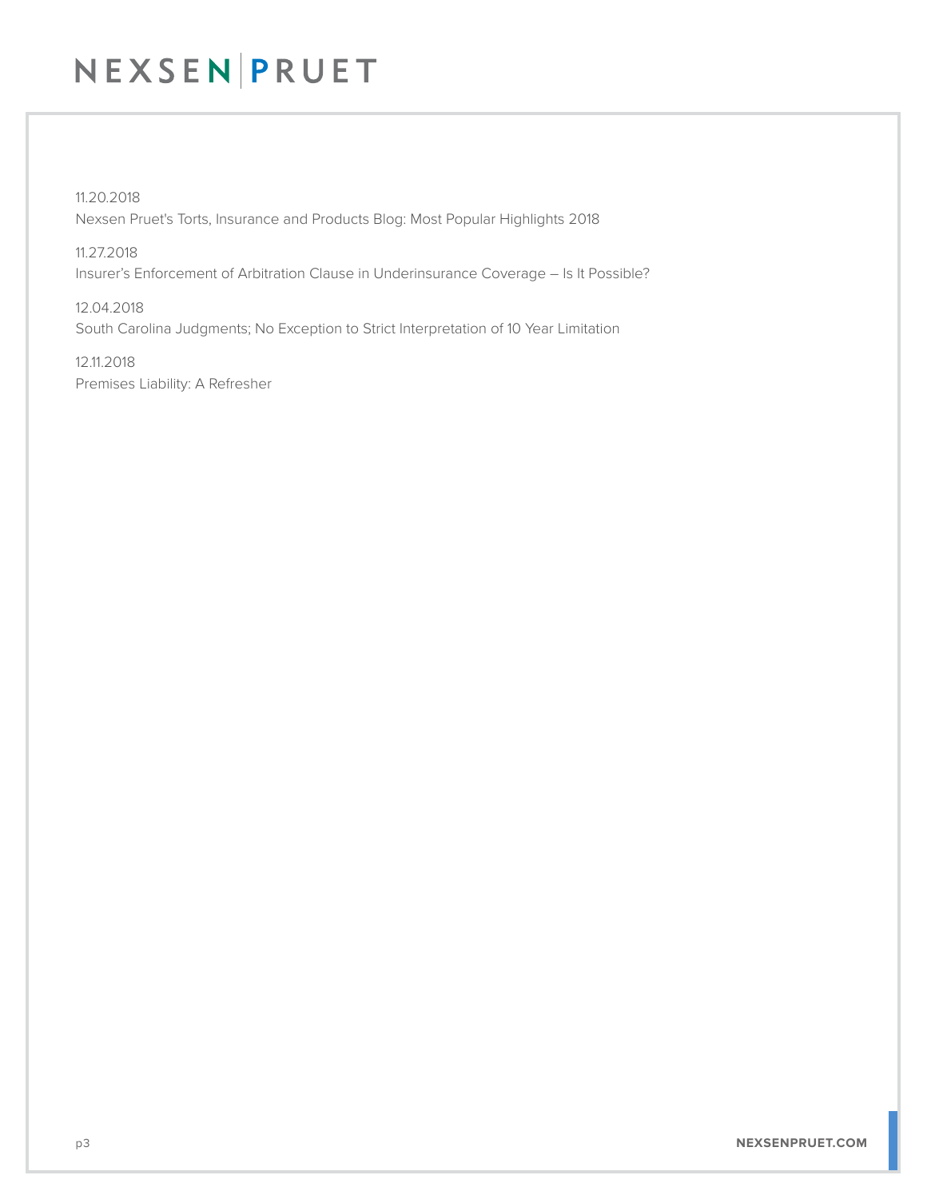11.20.2018
Nexsen Pruet's Torts, Insurance and Products Blog: Most Popular Highlights 2018

11.27.2018
Insurer’s Enforcement of Arbitration Clause in Underinsurance Coverage – Is It Possible?

12.04.2018
South Carolina Judgments; No Exception to Strict Interpretation of 10 Year Limitation

12.11.2018
Premises Liability: A Refresher